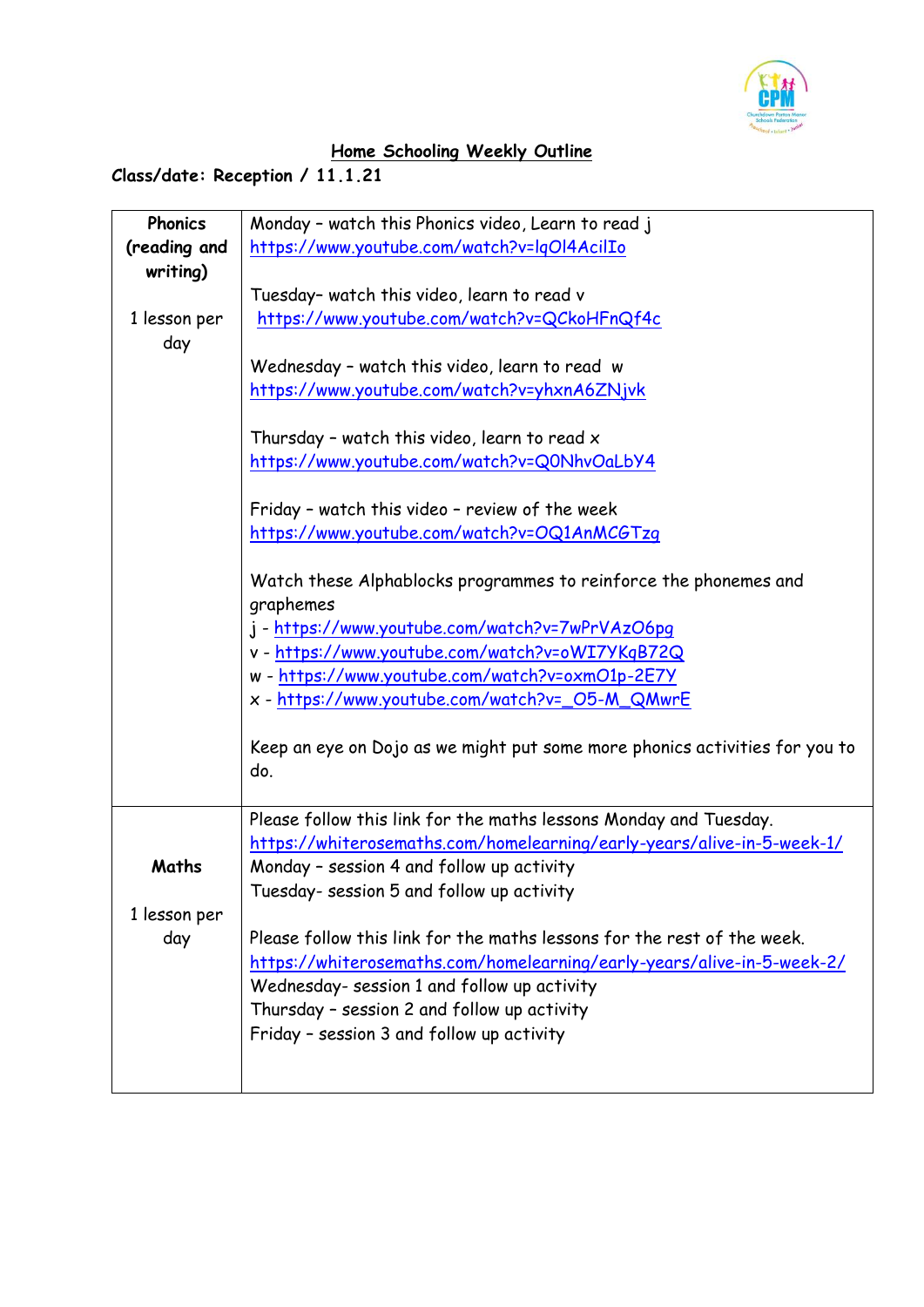# Home Schooling Weekly Outline

**Class/date: Reception / 11.1.21**

| | |
|---|---|
| **Phonics (reading and writing)**<br><br>1 lesson per day | Monday – watch this Phonics video, Learn to read j<br>https://www.youtube.com/watch?v=lqOl4AcilIo<br><br>Tuesday– watch this video, learn to read v<br>https://www.youtube.com/watch?v=QCkoHFnQf4c<br><br>Wednesday – watch this video, learn to read w<br>https://www.youtube.com/watch?v=yhxnA6ZNjvk<br><br>Thursday – watch this video, learn to read x<br>https://www.youtube.com/watch?v=Q0NhvOaLbY4<br><br>Friday – watch this video – review of the week<br>https://www.youtube.com/watch?v=OQ1AnMCGTzg<br><br>Watch these Alphablocks programmes to reinforce the phonemes and graphemes<br>j - https://www.youtube.com/watch?v=7wPrVAzO6pg<br>v - https://www.youtube.com/watch?v=oWI7YKqB72Q<br>w - https://www.youtube.com/watch?v=oxmO1p-2E7Y<br>x - https://www.youtube.com/watch?v=_O5-M_QMwrE<br><br>Keep an eye on Dojo as we might put some more phonics activities for you to do. |
| **Maths**<br><br>1 lesson per day | Please follow this link for the maths lessons Monday and Tuesday.<br>https://whiterosemaths.com/homelearning/early-years/alive-in-5-week-1/<br>Monday – session 4 and follow up activity<br>Tuesday- session 5 and follow up activity<br><br>Please follow this link for the maths lessons for the rest of the week.<br>https://whiterosemaths.com/homelearning/early-years/alive-in-5-week-2/<br>Wednesday- session 1 and follow up activity<br>Thursday – session 2 and follow up activity<br>Friday – session 3 and follow up activity |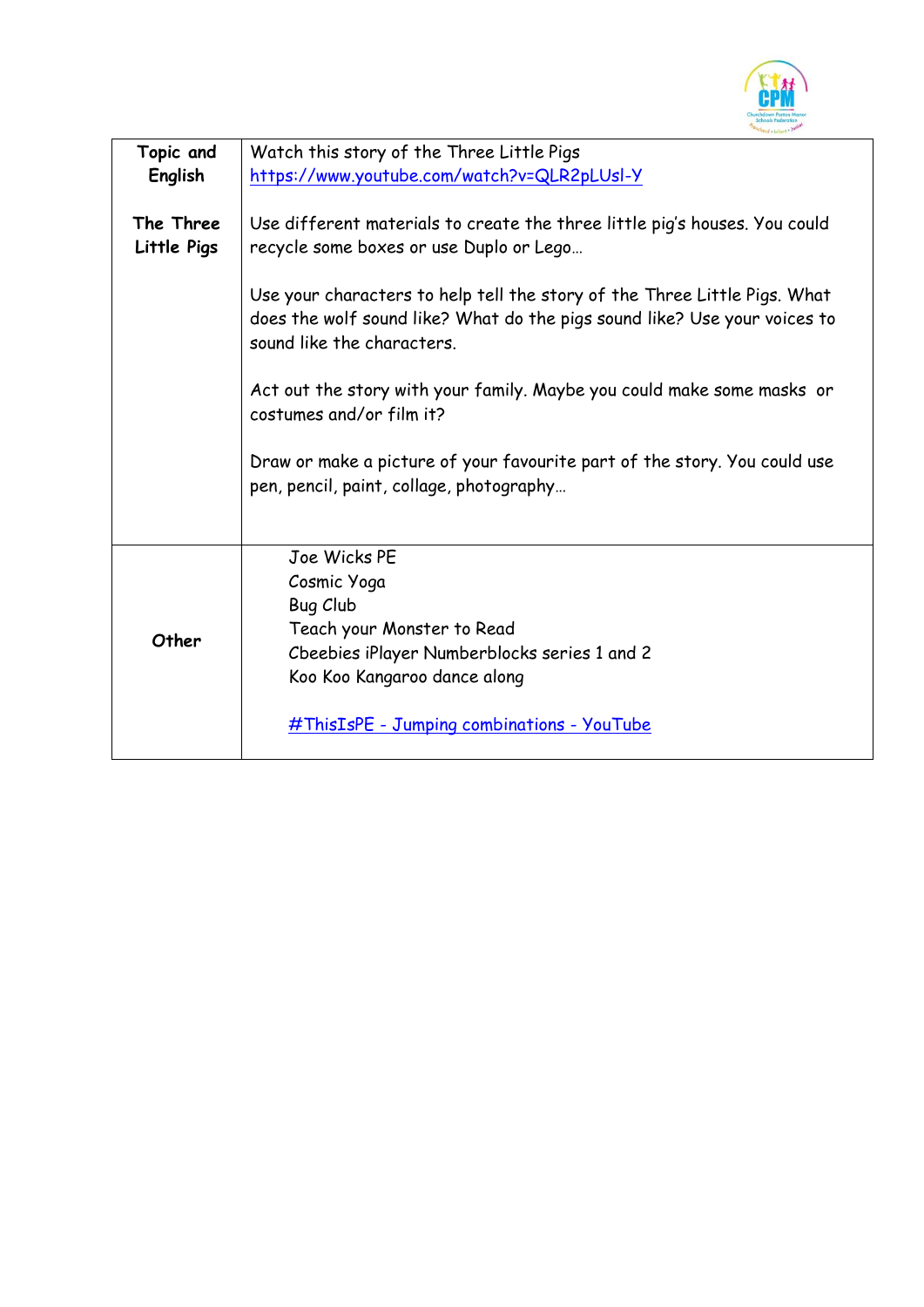| | |
|---|---|
| **Topic and English**<br><br>**The Three Little Pigs** | Watch this story of the Three Little Pigs<br>https://www.youtube.com/watch?v=QLR2pLUsl-Y<br><br>Use different materials to create the three little pig's houses. You could recycle some boxes or use Duplo or Lego…<br><br>Use your characters to help tell the story of the Three Little Pigs. What does the wolf sound like? What do the pigs sound like? Use your voices to sound like the characters.<br><br>Act out the story with your family. Maybe you could make some masks or costumes and/or film it?<br><br>Draw or make a picture of your favourite part of the story. You could use pen, pencil, paint, collage, photography… |
| **Other** | Joe Wicks PE<br>Cosmic Yoga<br>Bug Club<br>Teach your Monster to Read<br>Cbeebies iPlayer Numberblocks series 1 and 2<br>Koo Koo Kangaroo dance along<br><br>#ThisIsPE - Jumping combinations - YouTube |